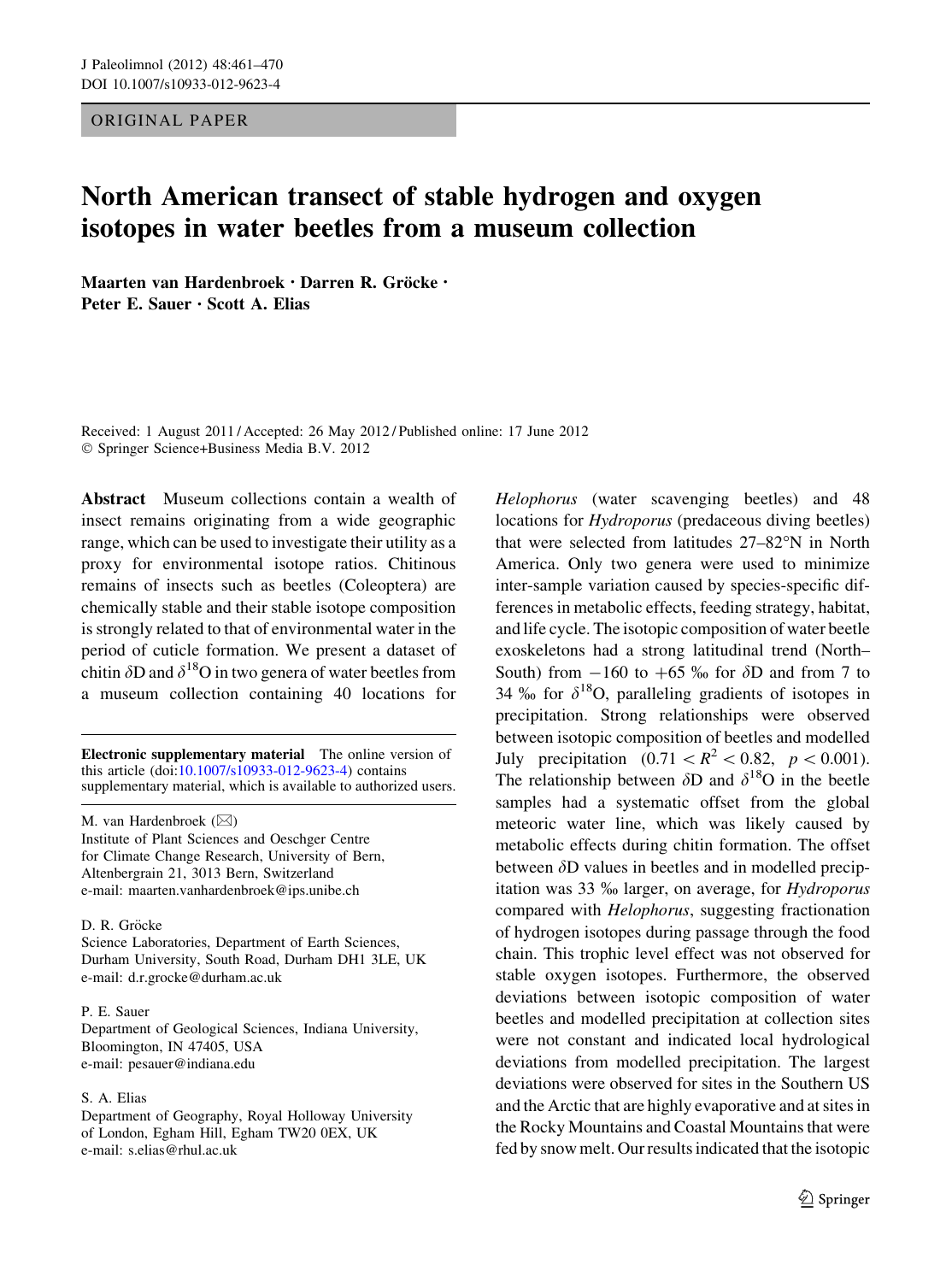ORIGINAL PAPER

# North American transect of stable hydrogen and oxygen isotopes in water beetles from a museum collection

**Maarten van Hardenbroek · Darren R. Gröcke · Peter E. Sauer · Scott A. Elias**

Received: 1 August 2011 / Accepted: 26 May 2012 / Published online: 17 June 2012
© Springer Science+Business Media B.V. 2012

**Abstract** Museum collections contain a wealth of insect remains originating from a wide geographic range, which can be used to investigate their utility as a proxy for environmental isotope ratios. Chitinous remains of insects such as beetles (Coleoptera) are chemically stable and their stable isotope composition is strongly related to that of environmental water in the period of cuticle formation. We present a dataset of chitin δD and $\delta^{18}O$ in two genera of water beetles from a museum collection containing 40 locations for *Helophorus* (water scavenging beetles) and 48 locations for *Hydroporus* (predaceous diving beetles) that were selected from latitudes 27–82°N in North America. Only two genera were used to minimize inter-sample variation caused by species-specific differences in metabolic effects, feeding strategy, habitat, and life cycle. The isotopic composition of water beetle exoskeletons had a strong latitudinal trend (North–South) from −160 to +65 ‰ for δD and from 7 to 34 ‰ for $\delta^{18}O$, paralleling gradients of isotopes in precipitation. Strong relationships were observed between isotopic composition of beetles and modelled July precipitation ($0.71 < R^2 < 0.82$, $p < 0.001$). The relationship between δD and $\delta^{18}O$ in the beetle samples had a systematic offset from the global meteoric water line, which was likely caused by metabolic effects during chitin formation. The offset between δD values in beetles and in modelled precipitation was 33 ‰ larger, on average, for *Hydroporus* compared with *Helophorus*, suggesting fractionation of hydrogen isotopes during passage through the food chain. This trophic level effect was not observed for stable oxygen isotopes. Furthermore, the observed deviations between isotopic composition of water beetles and modelled precipitation at collection sites were not constant and indicated local hydrological deviations from modelled precipitation. The largest deviations were observed for sites in the Southern US and the Arctic that are highly evaporative and at sites in the Rocky Mountains and Coastal Mountains that were fed by snow melt. Our results indicated that the isotopic

**Electronic supplementary material** The online version of this article (doi:10.1007/s10933-012-9623-4) contains supplementary material, which is available to authorized users.

M. van Hardenbroek (✉)
Institute of Plant Sciences and Oeschger Centre for Climate Change Research, University of Bern, Altenbergrain 21, 3013 Bern, Switzerland
e-mail: maarten.vanhardenbroek@ips.unibe.ch

D. R. Gröcke
Science Laboratories, Department of Earth Sciences, Durham University, South Road, Durham DH1 3LE, UK
e-mail: d.r.grocke@durham.ac.uk

P. E. Sauer
Department of Geological Sciences, Indiana University, Bloomington, IN 47405, USA
e-mail: pesauer@indiana.edu

S. A. Elias
Department of Geography, Royal Holloway University of London, Egham Hill, Egham TW20 0EX, UK
e-mail: s.elias@rhul.ac.uk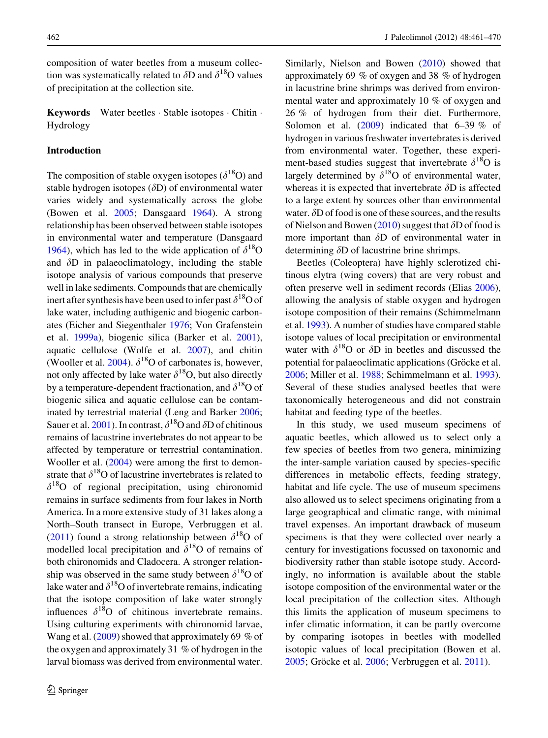composition of water beetles from a museum collection was systematically related to $\delta$D and $\delta^{18}$O values of precipitation at the collection site.

**Keywords** Water beetles · Stable isotopes · Chitin · Hydrology

## Introduction

The composition of stable oxygen isotopes ($\delta^{18}$O) and stable hydrogen isotopes ($\delta$D) of environmental water varies widely and systematically across the globe (Bowen et al. 2005; Dansgaard 1964). A strong relationship has been observed between stable isotopes in environmental water and temperature (Dansgaard 1964), which has led to the wide application of $\delta^{18}$O and $\delta$D in palaeoclimatology, including the stable isotope analysis of various compounds that preserve well in lake sediments. Compounds that are chemically inert after synthesis have been used to infer past $\delta^{18}$O of lake water, including authigenic and biogenic carbonates (Eicher and Siegenthaler 1976; Von Grafenstein et al. 1999a), biogenic silica (Barker et al. 2001), aquatic cellulose (Wolfe et al. 2007), and chitin (Wooller et al. 2004). $\delta^{18}$O of carbonates is, however, not only affected by lake water $\delta^{18}$O, but also directly by a temperature-dependent fractionation, and $\delta^{18}$O of biogenic silica and aquatic cellulose can be contaminated by terrestrial material (Leng and Barker 2006; Sauer et al. 2001). In contrast, $\delta^{18}$O and $\delta$D of chitinous remains of lacustrine invertebrates do not appear to be affected by temperature or terrestrial contamination. Wooller et al. (2004) were among the first to demonstrate that $\delta^{18}$O of lacustrine invertebrates is related to $\delta^{18}$O of regional precipitation, using chironomid remains in surface sediments from four lakes in North America. In a more extensive study of 31 lakes along a North–South transect in Europe, Verbruggen et al. (2011) found a strong relationship between $\delta^{18}$O of modelled local precipitation and $\delta^{18}$O of remains of both chironomids and Cladocera. A stronger relationship was observed in the same study between $\delta^{18}$O of lake water and $\delta^{18}$O of invertebrate remains, indicating that the isotope composition of lake water strongly influences $\delta^{18}$O of chitinous invertebrate remains. Using culturing experiments with chironomid larvae, Wang et al. (2009) showed that approximately 69 % of the oxygen and approximately 31 % of hydrogen in the larval biomass was derived from environmental water. Similarly, Nielson and Bowen (2010) showed that approximately 69 % of oxygen and 38 % of hydrogen in lacustrine brine shrimps was derived from environmental water and approximately 10 % of oxygen and 26 % of hydrogen from their diet. Furthermore, Solomon et al. (2009) indicated that 6–39 % of hydrogen in various freshwater invertebrates is derived from environmental water. Together, these experiment-based studies suggest that invertebrate $\delta^{18}$O is largely determined by $\delta^{18}$O of environmental water, whereas it is expected that invertebrate $\delta$D is affected to a large extent by sources other than environmental water. $\delta$D of food is one of these sources, and the results of Nielson and Bowen (2010) suggest that $\delta$D of food is more important than $\delta$D of environmental water in determining $\delta$D of lacustrine brine shrimps.

Beetles (Coleoptera) have highly sclerotized chitinous elytra (wing covers) that are very robust and often preserve well in sediment records (Elias 2006), allowing the analysis of stable oxygen and hydrogen isotope composition of their remains (Schimmelmann et al. 1993). A number of studies have compared stable isotope values of local precipitation or environmental water with $\delta^{18}$O or $\delta$D in beetles and discussed the potential for palaeoclimatic applications (Gröcke et al. 2006; Miller et al. 1988; Schimmelmann et al. 1993). Several of these studies analysed beetles that were taxonomically heterogeneous and did not constrain habitat and feeding type of the beetles.

In this study, we used museum specimens of aquatic beetles, which allowed us to select only a few species of beetles from two genera, minimizing the inter-sample variation caused by species-specific differences in metabolic effects, feeding strategy, habitat and life cycle. The use of museum specimens also allowed us to select specimens originating from a large geographical and climatic range, with minimal travel expenses. An important drawback of museum specimens is that they were collected over nearly a century for investigations focussed on taxonomic and biodiversity rather than stable isotope study. Accordingly, no information is available about the stable isotope composition of the environmental water or the local precipitation of the collection sites. Although this limits the application of museum specimens to infer climatic information, it can be partly overcome by comparing isotopes in beetles with modelled isotopic values of local precipitation (Bowen et al. 2005; Gröcke et al. 2006; Verbruggen et al. 2011).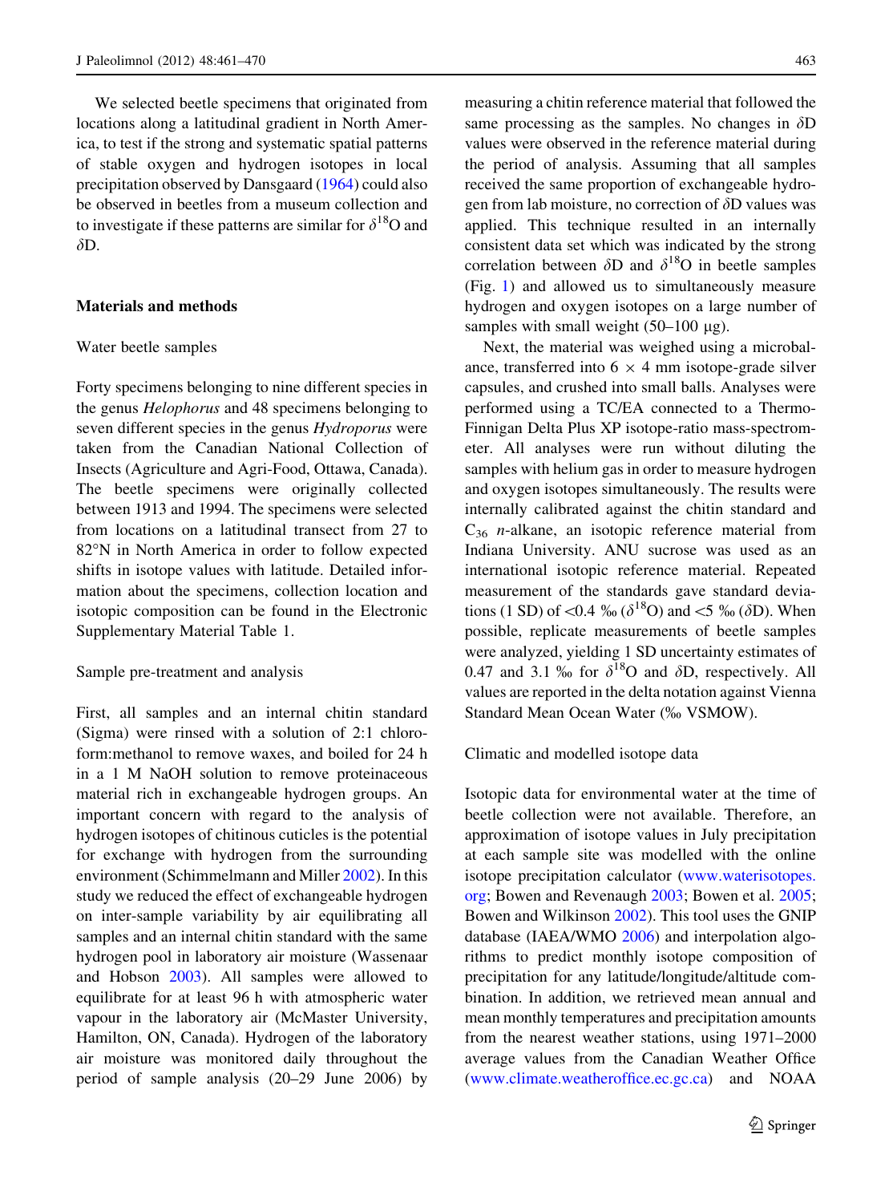We selected beetle specimens that originated from locations along a latitudinal gradient in North America, to test if the strong and systematic spatial patterns of stable oxygen and hydrogen isotopes in local precipitation observed by Dansgaard (1964) could also be observed in beetles from a museum collection and to investigate if these patterns are similar for $\delta^{18}$O and $\delta$D.

## Materials and methods

### Water beetle samples

Forty specimens belonging to nine different species in the genus *Helophorus* and 48 specimens belonging to seven different species in the genus *Hydroporus* were taken from the Canadian National Collection of Insects (Agriculture and Agri-Food, Ottawa, Canada). The beetle specimens were originally collected between 1913 and 1994. The specimens were selected from locations on a latitudinal transect from 27 to 82°N in North America in order to follow expected shifts in isotope values with latitude. Detailed information about the specimens, collection location and isotopic composition can be found in the Electronic Supplementary Material Table 1.

### Sample pre-treatment and analysis

First, all samples and an internal chitin standard (Sigma) were rinsed with a solution of 2:1 chloroform:methanol to remove waxes, and boiled for 24 h in a 1 M NaOH solution to remove proteinaceous material rich in exchangeable hydrogen groups. An important concern with regard to the analysis of hydrogen isotopes of chitinous cuticles is the potential for exchange with hydrogen from the surrounding environment (Schimmelmann and Miller 2002). In this study we reduced the effect of exchangeable hydrogen on inter-sample variability by air equilibrating all samples and an internal chitin standard with the same hydrogen pool in laboratory air moisture (Wassenaar and Hobson 2003). All samples were allowed to equilibrate for at least 96 h with atmospheric water vapour in the laboratory air (McMaster University, Hamilton, ON, Canada). Hydrogen of the laboratory air moisture was monitored daily throughout the period of sample analysis (20–29 June 2006) by measuring a chitin reference material that followed the same processing as the samples. No changes in $\delta$D values were observed in the reference material during the period of analysis. Assuming that all samples received the same proportion of exchangeable hydrogen from lab moisture, no correction of $\delta$D values was applied. This technique resulted in an internally consistent data set which was indicated by the strong correlation between $\delta$D and $\delta^{18}$O in beetle samples (Fig. 1) and allowed us to simultaneously measure hydrogen and oxygen isotopes on a large number of samples with small weight (50–100 µg).

Next, the material was weighed using a microbalance, transferred into 6 × 4 mm isotope-grade silver capsules, and crushed into small balls. Analyses were performed using a TC/EA connected to a ThermoFinnigan Delta Plus XP isotope-ratio mass-spectrometer. All analyses were run without diluting the samples with helium gas in order to measure hydrogen and oxygen isotopes simultaneously. The results were internally calibrated against the chitin standard and $C_{36}$ *n*-alkane, an isotopic reference material from Indiana University. ANU sucrose was used as an international isotopic reference material. Repeated measurement of the standards gave standard deviations (1 SD) of <0.4 ‰ ($\delta^{18}$O) and <5 ‰ ($\delta$D). When possible, replicate measurements of beetle samples were analyzed, yielding 1 SD uncertainty estimates of 0.47 and 3.1 ‰ for $\delta^{18}$O and $\delta$D, respectively. All values are reported in the delta notation against Vienna Standard Mean Ocean Water (‰ VSMOW).

### Climatic and modelled isotope data

Isotopic data for environmental water at the time of beetle collection were not available. Therefore, an approximation of isotope values in July precipitation at each sample site was modelled with the online isotope precipitation calculator (www.waterisotopes.org; Bowen and Revenaugh 2003; Bowen et al. 2005; Bowen and Wilkinson 2002). This tool uses the GNIP database (IAEA/WMO 2006) and interpolation algorithms to predict monthly isotope composition of precipitation for any latitude/longitude/altitude combination. In addition, we retrieved mean annual and mean monthly temperatures and precipitation amounts from the nearest weather stations, using 1971–2000 average values from the Canadian Weather Office (www.climate.weatheroffice.ec.gc.ca) and NOAA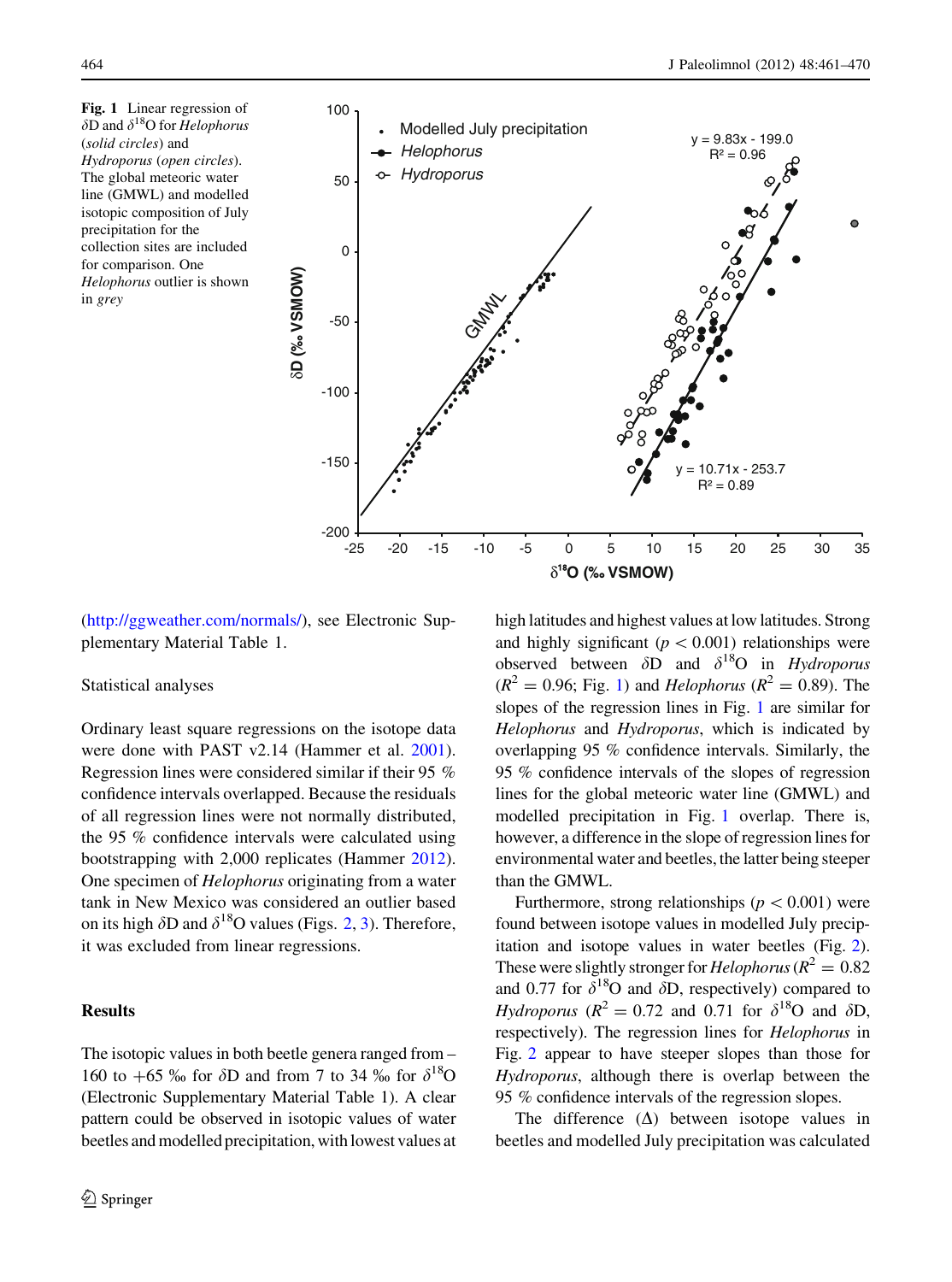**Fig. 1** Linear regression of $\delta$D and $\delta^{18}$O for *Helophorus* (*solid circles*) and *Hydroporus* (*open circles*). The global meteoric water line (GMWL) and modelled isotopic composition of July precipitation for the collection sites are included for comparison. One *Helophorus* outlier is shown in *grey*

(http://ggweather.com/normals/), see Electronic Supplementary Material Table 1.

Statistical analyses

Ordinary least square regressions on the isotope data were done with PAST v2.14 (Hammer et al. 2001). Regression lines were considered similar if their 95 % confidence intervals overlapped. Because the residuals of all regression lines were not normally distributed, the 95 % confidence intervals were calculated using bootstrapping with 2,000 replicates (Hammer 2012). One specimen of *Helophorus* originating from a water tank in New Mexico was considered an outlier based on its high $\delta$D and $\delta^{18}$O values (Figs. 2, 3). Therefore, it was excluded from linear regressions.

## Results

The isotopic values in both beetle genera ranged from –160 to +65 ‰ for $\delta$D and from 7 to 34 ‰ for $\delta^{18}$O (Electronic Supplementary Material Table 1). A clear pattern could be observed in isotopic values of water beetles and modelled precipitation, with lowest values at high latitudes and highest values at low latitudes. Strong and highly significant ($p < 0.001$) relationships were observed between $\delta$D and $\delta^{18}$O in *Hydroporus* ($R^2 = 0.96$; Fig. 1) and *Helophorus* ($R^2 = 0.89$). The slopes of the regression lines in Fig. 1 are similar for *Helophorus* and *Hydroporus*, which is indicated by overlapping 95 % confidence intervals. Similarly, the 95 % confidence intervals of the slopes of regression lines for the global meteoric water line (GMWL) and modelled precipitation in Fig. 1 overlap. There is, however, a difference in the slope of regression lines for environmental water and beetles, the latter being steeper than the GMWL.

Furthermore, strong relationships ($p < 0.001$) were found between isotope values in modelled July precipitation and isotope values in water beetles (Fig. 2). These were slightly stronger for *Helophorus* ($R^2 = 0.82$ and 0.77 for $\delta^{18}$O and $\delta$D, respectively) compared to *Hydroporus* ($R^2 = 0.72$ and 0.71 for $\delta^{18}$O and $\delta$D, respectively). The regression lines for *Helophorus* in Fig. 2 appear to have steeper slopes than those for *Hydroporus*, although there is overlap between the 95 % confidence intervals of the regression slopes.

The difference ($\Delta$) between isotope values in beetles and modelled July precipitation was calculated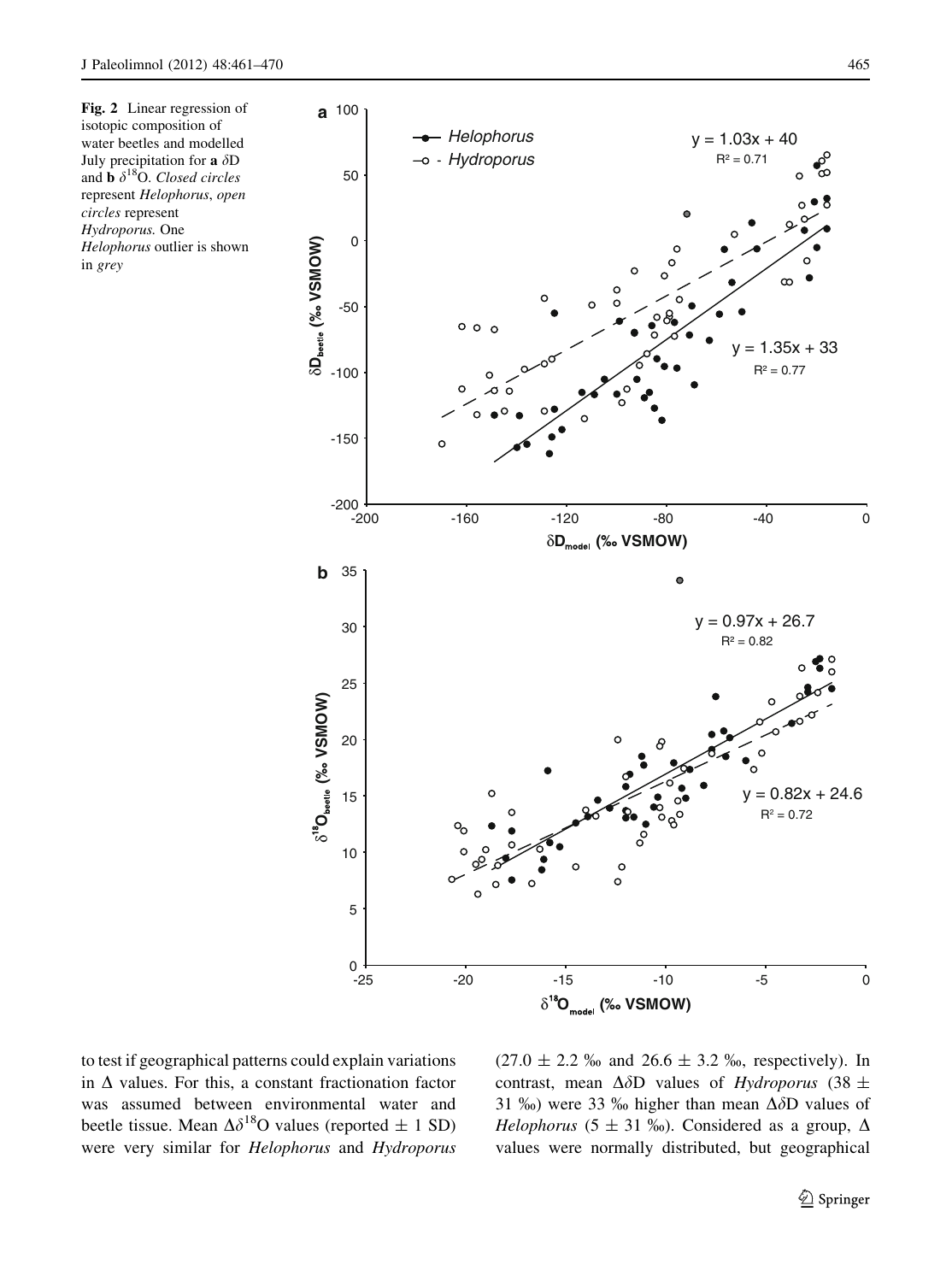**Fig. 2** Linear regression of isotopic composition of water beetles and modelled July precipitation for **a** $\delta$D and **b** $\delta^{18}$O. *Closed circles* represent *Helophorus*, *open circles* represent *Hydroporus*. One *Helophorus* outlier is shown in *grey*

to test if geographical patterns could explain variations in $\Delta$ values. For this, a constant fractionation factor was assumed between environmental water and beetle tissue. Mean $\Delta\delta^{18}$O values (reported $\pm$ 1 SD) were very similar for *Helophorus* and *Hydroporus* (27.0 $\pm$ 2.2 ‰ and 26.6 $\pm$ 3.2 ‰, respectively). In contrast, mean $\Delta\delta$D values of *Hydroporus* (38 $\pm$ 31 ‰) were 33 ‰ higher than mean $\Delta\delta$D values of *Helophorus* (5 $\pm$ 31 ‰). Considered as a group, $\Delta$ values were normally distributed, but geographical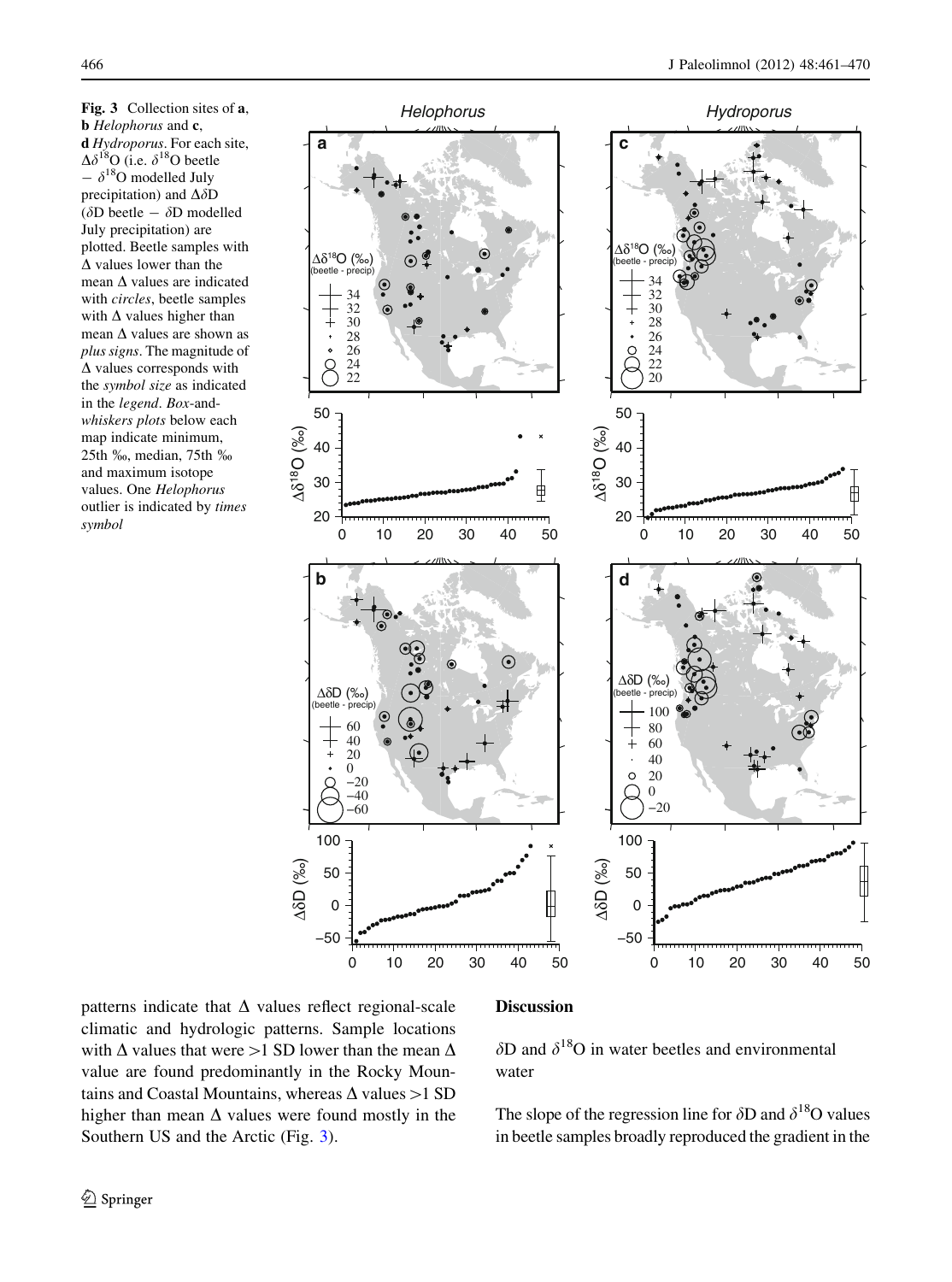**Fig. 3** Collection sites of **a**, **b** *Helophorus* and **c**, **d** *Hydroporus*. For each site, $\Delta\delta^{18}O$ (i.e. $\delta^{18}O$ beetle $-$ $\delta^{18}O$ modelled July precipitation) and $\Delta\delta D$ ($\delta D$ beetle $-$ $\delta D$ modelled July precipitation) are plotted. Beetle samples with $\Delta$ values lower than the mean $\Delta$ values are indicated with *circles*, beetle samples with $\Delta$ values higher than mean $\Delta$ values are shown as *plus signs*. The magnitude of $\Delta$ values corresponds with the *symbol size* as indicated in the *legend*. *Box*-and-*whiskers plots* below each map indicate minimum, 25th ‰, median, 75th ‰ and maximum isotope values. One *Helophorus* outlier is indicated by *times symbol*

patterns indicate that $\Delta$ values reflect regional-scale climatic and hydrologic patterns. Sample locations with $\Delta$ values that were >1 SD lower than the mean $\Delta$ value are found predominantly in the Rocky Mountains and Coastal Mountains, whereas $\Delta$ values >1 SD higher than mean $\Delta$ values were found mostly in the Southern US and the Arctic (Fig. 3).

## Discussion

### $\delta D$ and $\delta^{18}O$ in water beetles and environmental water

The slope of the regression line for $\delta D$ and $\delta^{18}O$ values in beetle samples broadly reproduced the gradient in the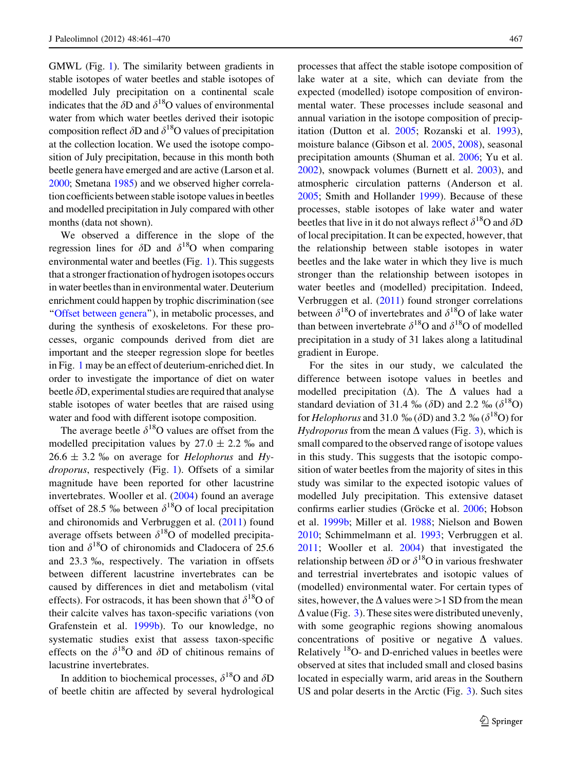GMWL (Fig. 1). The similarity between gradients in stable isotopes of water beetles and stable isotopes of modelled July precipitation on a continental scale indicates that the $\delta$D and $\delta^{18}$O values of environmental water from which water beetles derived their isotopic composition reflect $\delta$D and $\delta^{18}$O values of precipitation at the collection location. We used the isotope composition of July precipitation, because in this month both beetle genera have emerged and are active (Larson et al. 2000; Smetana 1985) and we observed higher correlation coefficients between stable isotope values in beetles and modelled precipitation in July compared with other months (data not shown).

We observed a difference in the slope of the regression lines for $\delta$D and $\delta^{18}$O when comparing environmental water and beetles (Fig. 1). This suggests that a stronger fractionation of hydrogen isotopes occurs in water beetles than in environmental water. Deuterium enrichment could happen by trophic discrimination (see "Offset between genera"), in metabolic processes, and during the synthesis of exoskeletons. For these processes, organic compounds derived from diet are important and the steeper regression slope for beetles in Fig. 1 may be an effect of deuterium-enriched diet. In order to investigate the importance of diet on water beetle $\delta$D, experimental studies are required that analyse stable isotopes of water beetles that are raised using water and food with different isotope composition.

The average beetle $\delta^{18}$O values are offset from the modelled precipitation values by 27.0 ± 2.2 ‰ and 26.6 ± 3.2 ‰ on average for *Helophorus* and *Hydroporus*, respectively (Fig. 1). Offsets of a similar magnitude have been reported for other lacustrine invertebrates. Wooller et al. (2004) found an average offset of 28.5 ‰ between $\delta^{18}$O of local precipitation and chironomids and Verbruggen et al. (2011) found average offsets between $\delta^{18}$O of modelled precipitation and $\delta^{18}$O of chironomids and Cladocera of 25.6 and 23.3 ‰, respectively. The variation in offsets between different lacustrine invertebrates can be caused by differences in diet and metabolism (vital effects). For ostracods, it has been shown that $\delta^{18}$O of their calcite valves has taxon-specific variations (von Grafenstein et al. 1999b). To our knowledge, no systematic studies exist that assess taxon-specific effects on the $\delta^{18}$O and $\delta$D of chitinous remains of lacustrine invertebrates.

In addition to biochemical processes, $\delta^{18}$O and $\delta$D of beetle chitin are affected by several hydrological processes that affect the stable isotope composition of lake water at a site, which can deviate from the expected (modelled) isotope composition of environmental water. These processes include seasonal and annual variation in the isotope composition of precipitation (Dutton et al. 2005; Rozanski et al. 1993), moisture balance (Gibson et al. 2005, 2008), seasonal precipitation amounts (Shuman et al. 2006; Yu et al. 2002), snowpack volumes (Burnett et al. 2003), and atmospheric circulation patterns (Anderson et al. 2005; Smith and Hollander 1999). Because of these processes, stable isotopes of lake water and water beetles that live in it do not always reflect $\delta^{18}$O and $\delta$D of local precipitation. It can be expected, however, that the relationship between stable isotopes in water beetles and the lake water in which they live is much stronger than the relationship between isotopes in water beetles and (modelled) precipitation. Indeed, Verbruggen et al. (2011) found stronger correlations between $\delta^{18}$O of invertebrates and $\delta^{18}$O of lake water than between invertebrate $\delta^{18}$O and $\delta^{18}$O of modelled precipitation in a study of 31 lakes along a latitudinal gradient in Europe.

For the sites in our study, we calculated the difference between isotope values in beetles and modelled precipitation ($\Delta$). The $\Delta$ values had a standard deviation of 31.4 ‰ ($\delta$D) and 2.2 ‰ ($\delta^{18}$O) for *Helophorus* and 31.0 ‰ ($\delta$D) and 3.2 ‰ ($\delta^{18}$O) for *Hydroporus* from the mean $\Delta$ values (Fig. 3), which is small compared to the observed range of isotope values in this study. This suggests that the isotopic composition of water beetles from the majority of sites in this study was similar to the expected isotopic values of modelled July precipitation. This extensive dataset confirms earlier studies (Gröcke et al. 2006; Hobson et al. 1999b; Miller et al. 1988; Nielson and Bowen 2010; Schimmelmann et al. 1993; Verbruggen et al. 2011; Wooller et al. 2004) that investigated the relationship between $\delta$D or $\delta^{18}$O in various freshwater and terrestrial invertebrates and isotopic values of (modelled) environmental water. For certain types of sites, however, the $\Delta$ values were >1 SD from the mean $\Delta$ value (Fig. 3). These sites were distributed unevenly, with some geographic regions showing anomalous concentrations of positive or negative $\Delta$ values. Relatively $^{18}$O- and D-enriched values in beetles were observed at sites that included small and closed basins located in especially warm, arid areas in the Southern US and polar deserts in the Arctic (Fig. 3). Such sites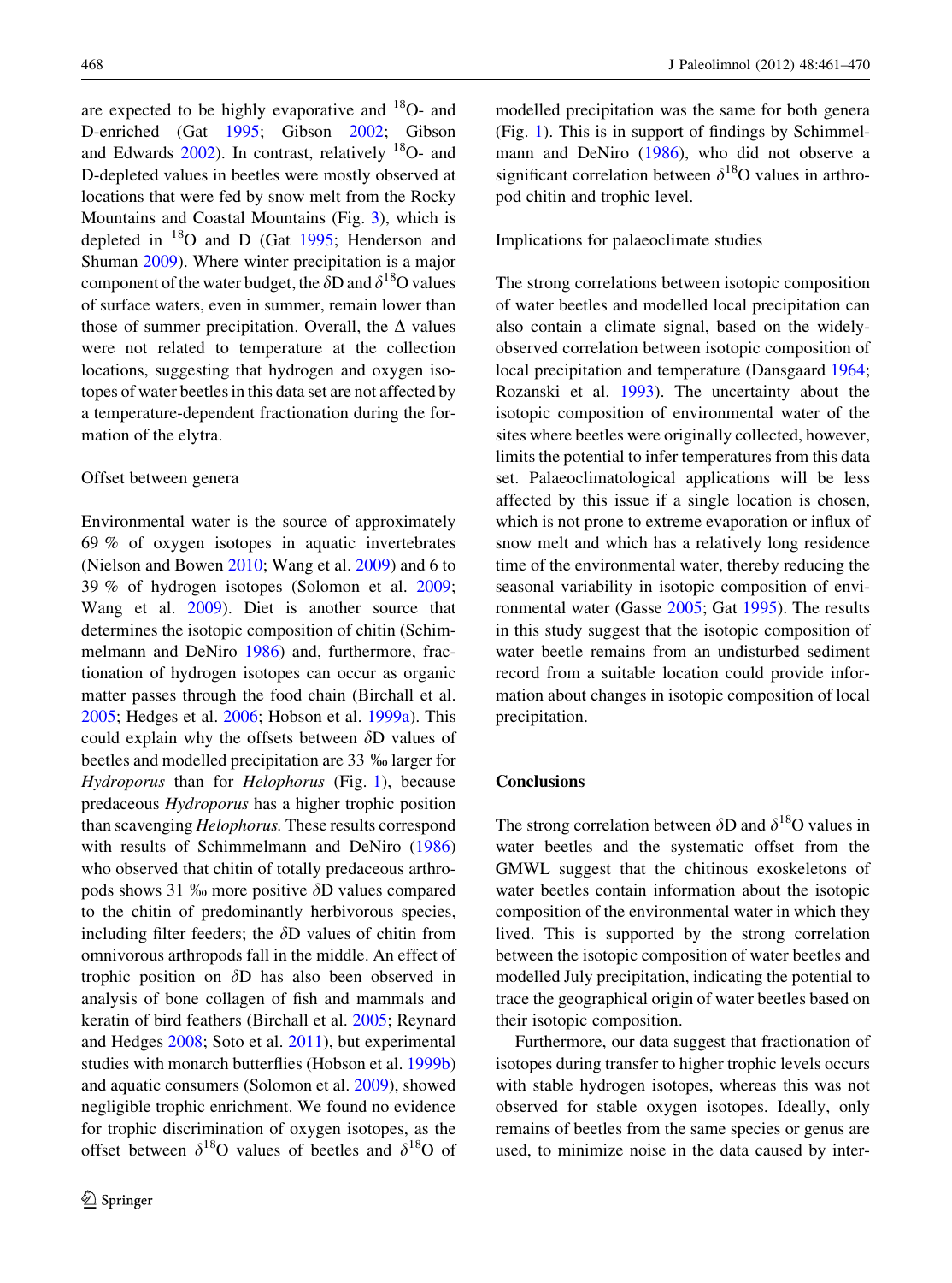are expected to be highly evaporative and $^{18}$O- and D-enriched (Gat 1995; Gibson 2002; Gibson and Edwards 2002). In contrast, relatively $^{18}$O- and D-depleted values in beetles were mostly observed at locations that were fed by snow melt from the Rocky Mountains and Coastal Mountains (Fig. 3), which is depleted in $^{18}$O and D (Gat 1995; Henderson and Shuman 2009). Where winter precipitation is a major component of the water budget, the $\delta$D and $\delta^{18}$O values of surface waters, even in summer, remain lower than those of summer precipitation. Overall, the $\Delta$ values were not related to temperature at the collection locations, suggesting that hydrogen and oxygen isotopes of water beetles in this data set are not affected by a temperature-dependent fractionation during the formation of the elytra.

## Offset between genera

Environmental water is the source of approximately 69 % of oxygen isotopes in aquatic invertebrates (Nielson and Bowen 2010; Wang et al. 2009) and 6 to 39 % of hydrogen isotopes (Solomon et al. 2009; Wang et al. 2009). Diet is another source that determines the isotopic composition of chitin (Schimmelmann and DeNiro 1986) and, furthermore, fractionation of hydrogen isotopes can occur as organic matter passes through the food chain (Birchall et al. 2005; Hedges et al. 2006; Hobson et al. 1999a). This could explain why the offsets between $\delta$D values of beetles and modelled precipitation are 33 ‰ larger for *Hydroporus* than for *Helophorus* (Fig. 1), because predaceous *Hydroporus* has a higher trophic position than scavenging *Helophorus.* These results correspond with results of Schimmelmann and DeNiro (1986) who observed that chitin of totally predaceous arthropods shows 31 ‰ more positive $\delta$D values compared to the chitin of predominantly herbivorous species, including filter feeders; the $\delta$D values of chitin from omnivorous arthropods fall in the middle. An effect of trophic position on $\delta$D has also been observed in analysis of bone collagen of fish and mammals and keratin of bird feathers (Birchall et al. 2005; Reynard and Hedges 2008; Soto et al. 2011), but experimental studies with monarch butterflies (Hobson et al. 1999b) and aquatic consumers (Solomon et al. 2009), showed negligible trophic enrichment. We found no evidence for trophic discrimination of oxygen isotopes, as the offset between $\delta^{18}$O values of beetles and $\delta^{18}$O of modelled precipitation was the same for both genera (Fig. 1). This is in support of findings by Schimmelmann and DeNiro (1986), who did not observe a significant correlation between $\delta^{18}$O values in arthropod chitin and trophic level.

## Implications for palaeoclimate studies

The strong correlations between isotopic composition of water beetles and modelled local precipitation can also contain a climate signal, based on the widely-observed correlation between isotopic composition of local precipitation and temperature (Dansgaard 1964; Rozanski et al. 1993). The uncertainty about the isotopic composition of environmental water of the sites where beetles were originally collected, however, limits the potential to infer temperatures from this data set. Palaeoclimatological applications will be less affected by this issue if a single location is chosen, which is not prone to extreme evaporation or influx of snow melt and which has a relatively long residence time of the environmental water, thereby reducing the seasonal variability in isotopic composition of environmental water (Gasse 2005; Gat 1995). The results in this study suggest that the isotopic composition of water beetle remains from an undisturbed sediment record from a suitable location could provide information about changes in isotopic composition of local precipitation.

# Conclusions

The strong correlation between $\delta$D and $\delta^{18}$O values in water beetles and the systematic offset from the GMWL suggest that the chitinous exoskeletons of water beetles contain information about the isotopic composition of the environmental water in which they lived. This is supported by the strong correlation between the isotopic composition of water beetles and modelled July precipitation, indicating the potential to trace the geographical origin of water beetles based on their isotopic composition.

Furthermore, our data suggest that fractionation of isotopes during transfer to higher trophic levels occurs with stable hydrogen isotopes, whereas this was not observed for stable oxygen isotopes. Ideally, only remains of beetles from the same species or genus are used, to minimize noise in the data caused by inter-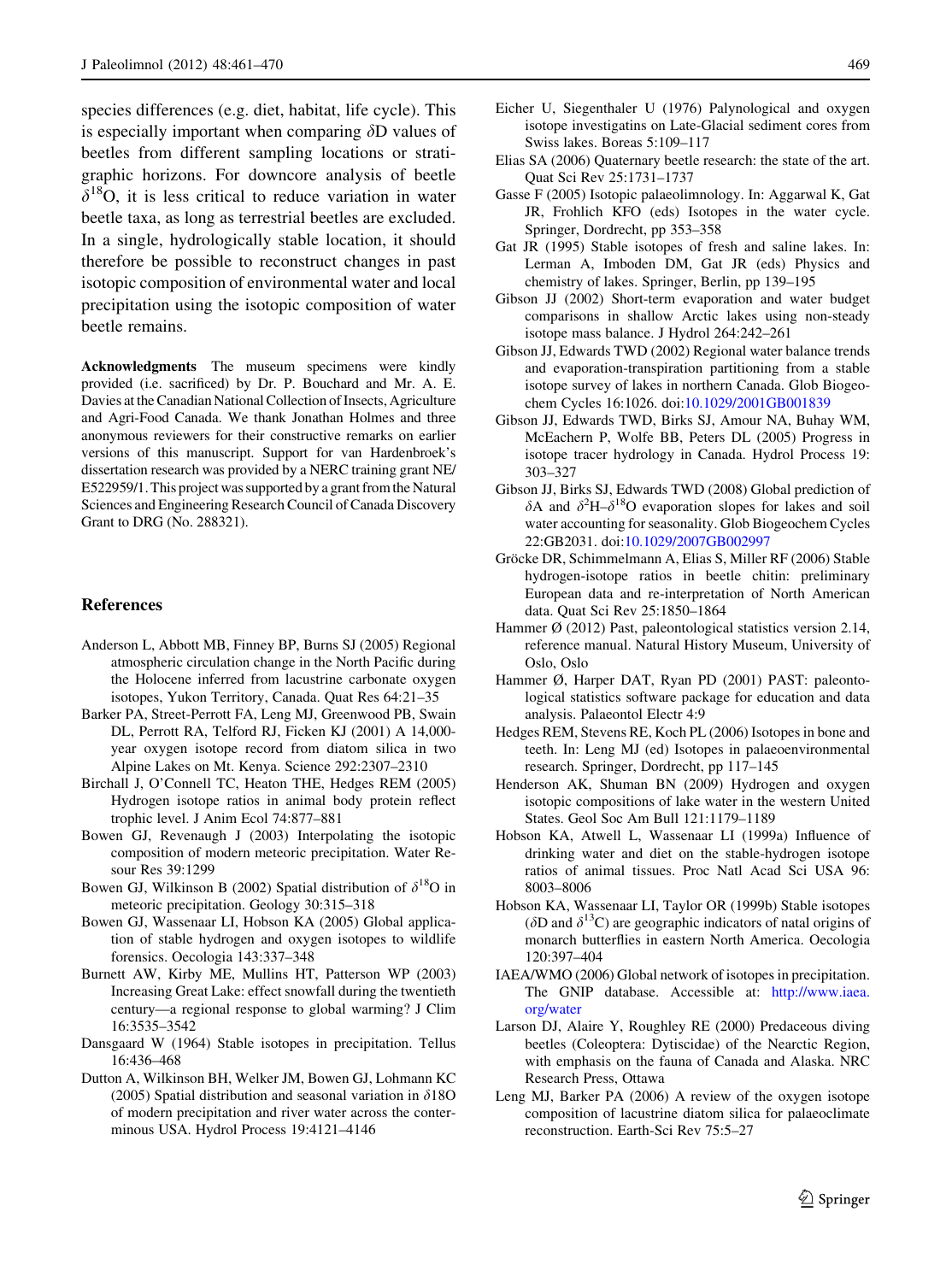species differences (e.g. diet, habitat, life cycle). This is especially important when comparing $\delta$D values of beetles from different sampling locations or stratigraphic horizons. For downcore analysis of beetle $\delta^{18}$O, it is less critical to reduce variation in water beetle taxa, as long as terrestrial beetles are excluded. In a single, hydrologically stable location, it should therefore be possible to reconstruct changes in past isotopic composition of environmental water and local precipitation using the isotopic composition of water beetle remains.

**Acknowledgments** The museum specimens were kindly provided (i.e. sacrificed) by Dr. P. Bouchard and Mr. A. E. Davies at the Canadian National Collection of Insects, Agriculture and Agri-Food Canada. We thank Jonathan Holmes and three anonymous reviewers for their constructive remarks on earlier versions of this manuscript. Support for van Hardenbroek's dissertation research was provided by a NERC training grant NE/E522959/1. This project was supported by a grant from the Natural Sciences and Engineering Research Council of Canada Discovery Grant to DRG (No. 288321).

## References

Anderson L, Abbott MB, Finney BP, Burns SJ (2005) Regional atmospheric circulation change in the North Pacific during the Holocene inferred from lacustrine carbonate oxygen isotopes, Yukon Territory, Canada. Quat Res 64:21–35

Barker PA, Street-Perrott FA, Leng MJ, Greenwood PB, Swain DL, Perrott RA, Telford RJ, Ficken KJ (2001) A 14,000-year oxygen isotope record from diatom silica in two Alpine Lakes on Mt. Kenya. Science 292:2307–2310

Birchall J, O'Connell TC, Heaton THE, Hedges REM (2005) Hydrogen isotope ratios in animal body protein reflect trophic level. J Anim Ecol 74:877–881

Bowen GJ, Revenaugh J (2003) Interpolating the isotopic composition of modern meteoric precipitation. Water Resour Res 39:1299

Bowen GJ, Wilkinson B (2002) Spatial distribution of $\delta^{18}$O in meteoric precipitation. Geology 30:315–318

Bowen GJ, Wassenaar LI, Hobson KA (2005) Global application of stable hydrogen and oxygen isotopes to wildlife forensics. Oecologia 143:337–348

Burnett AW, Kirby ME, Mullins HT, Patterson WP (2003) Increasing Great Lake: effect snowfall during the twentieth century—a regional response to global warming? J Clim 16:3535–3542

Dansgaard W (1964) Stable isotopes in precipitation. Tellus 16:436–468

Dutton A, Wilkinson BH, Welker JM, Bowen GJ, Lohmann KC (2005) Spatial distribution and seasonal variation in $\delta$18O of modern precipitation and river water across the conterminous USA. Hydrol Process 19:4121–4146

Eicher U, Siegenthaler U (1976) Palynological and oxygen isotope investigatins on Late-Glacial sediment cores from Swiss lakes. Boreas 5:109–117

Elias SA (2006) Quaternary beetle research: the state of the art. Quat Sci Rev 25:1731–1737

Gasse F (2005) Isotopic palaeolimnology. In: Aggarwal K, Gat JR, Frohlich KFO (eds) Isotopes in the water cycle. Springer, Dordrecht, pp 353–358

Gat JR (1995) Stable isotopes of fresh and saline lakes. In: Lerman A, Imboden DM, Gat JR (eds) Physics and chemistry of lakes. Springer, Berlin, pp 139–195

Gibson JJ (2002) Short-term evaporation and water budget comparisons in shallow Arctic lakes using non-steady isotope mass balance. J Hydrol 264:242–261

Gibson JJ, Edwards TWD (2002) Regional water balance trends and evaporation-transpiration partitioning from a stable isotope survey of lakes in northern Canada. Glob Biogeochem Cycles 16:1026. doi:10.1029/2001GB001839

Gibson JJ, Edwards TWD, Birks SJ, Amour NA, Buhay WM, McEachern P, Wolfe BB, Peters DL (2005) Progress in isotope tracer hydrology in Canada. Hydrol Process 19: 303–327

Gibson JJ, Birks SJ, Edwards TWD (2008) Global prediction of $\delta$A and $\delta^{2}$H–$\delta^{18}$O evaporation slopes for lakes and soil water accounting for seasonality. Glob Biogeochem Cycles 22:GB2031. doi:10.1029/2007GB002997

Gröcke DR, Schimmelmann A, Elias S, Miller RF (2006) Stable hydrogen-isotope ratios in beetle chitin: preliminary European data and re-interpretation of North American data. Quat Sci Rev 25:1850–1864

Hammer Ø (2012) Past, paleontological statistics version 2.14, reference manual. Natural History Museum, University of Oslo, Oslo

Hammer Ø, Harper DAT, Ryan PD (2001) PAST: paleontological statistics software package for education and data analysis. Palaeontol Electr 4:9

Hedges REM, Stevens RE, Koch PL (2006) Isotopes in bone and teeth. In: Leng MJ (ed) Isotopes in palaeoenvironmental research. Springer, Dordrecht, pp 117–145

Henderson AK, Shuman BN (2009) Hydrogen and oxygen isotopic compositions of lake water in the western United States. Geol Soc Am Bull 121:1179–1189

Hobson KA, Atwell L, Wassenaar LI (1999a) Influence of drinking water and diet on the stable-hydrogen isotope ratios of animal tissues. Proc Natl Acad Sci USA 96: 8003–8006

Hobson KA, Wassenaar LI, Taylor OR (1999b) Stable isotopes ($\delta$D and $\delta^{13}$C) are geographic indicators of natal origins of monarch butterflies in eastern North America. Oecologia 120:397–404

IAEA/WMO (2006) Global network of isotopes in precipitation. The GNIP database. Accessible at: http://www.iaea.org/water

Larson DJ, Alaire Y, Roughley RE (2000) Predaceous diving beetles (Coleoptera: Dytiscidae) of the Nearctic Region, with emphasis on the fauna of Canada and Alaska. NRC Research Press, Ottawa

Leng MJ, Barker PA (2006) A review of the oxygen isotope composition of lacustrine diatom silica for palaeoclimate reconstruction. Earth-Sci Rev 75:5–27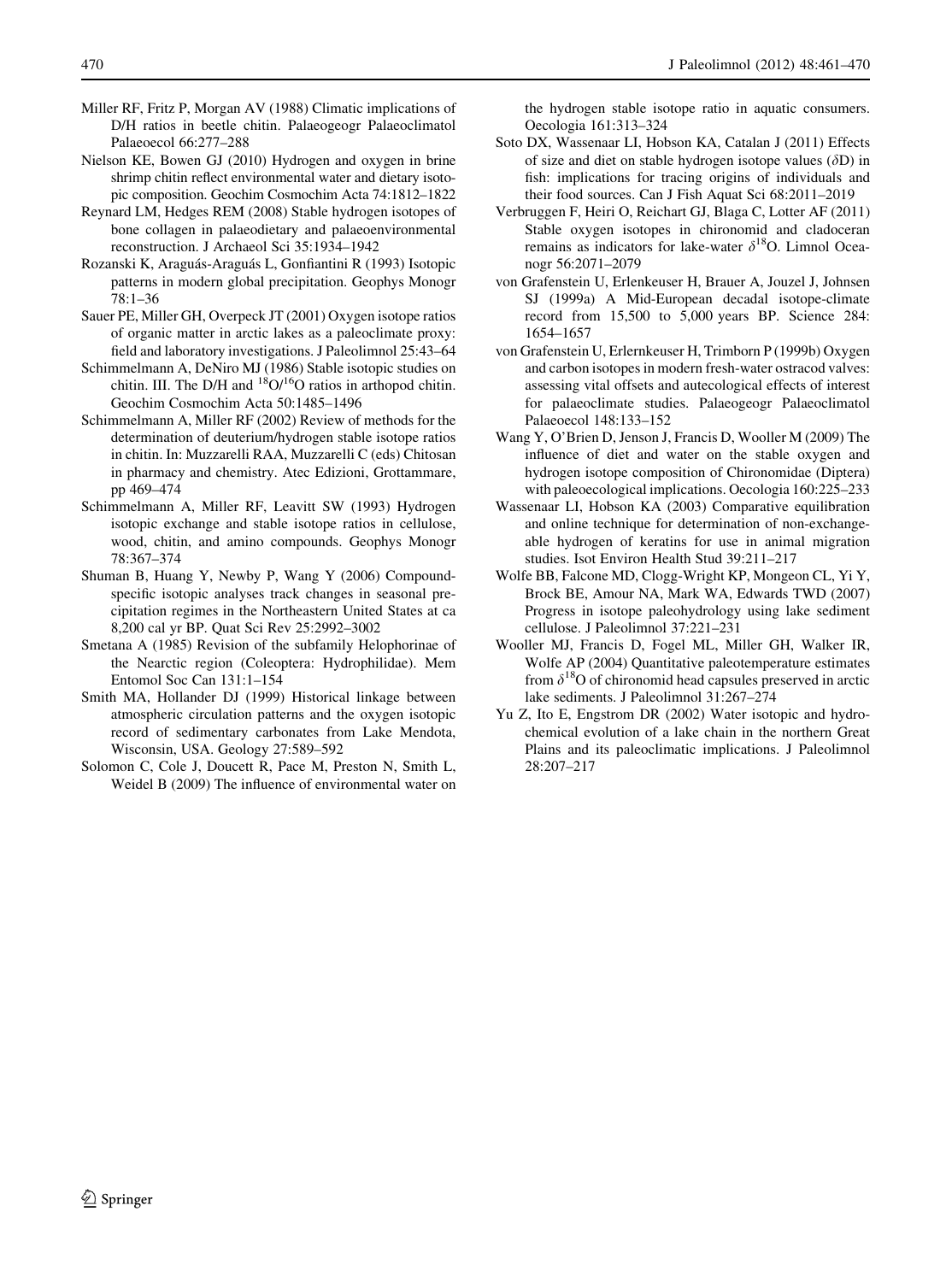Miller RF, Fritz P, Morgan AV (1988) Climatic implications of D/H ratios in beetle chitin. Palaeogeogr Palaeoclimatol Palaeoecol 66:277–288

Nielson KE, Bowen GJ (2010) Hydrogen and oxygen in brine shrimp chitin reflect environmental water and dietary isotopic composition. Geochim Cosmochim Acta 74:1812–1822

Reynard LM, Hedges REM (2008) Stable hydrogen isotopes of bone collagen in palaeodietary and palaeoenvironmental reconstruction. J Archaeol Sci 35:1934–1942

Rozanski K, Araguás-Araguás L, Gonfiantini R (1993) Isotopic patterns in modern global precipitation. Geophys Monogr 78:1–36

Sauer PE, Miller GH, Overpeck JT (2001) Oxygen isotope ratios of organic matter in arctic lakes as a paleoclimate proxy: field and laboratory investigations. J Paleolimnol 25:43–64

Schimmelmann A, DeNiro MJ (1986) Stable isotopic studies on chitin. III. The D/H and $^{18}O/^{16}O$ ratios in arthopod chitin. Geochim Cosmochim Acta 50:1485–1496

Schimmelmann A, Miller RF (2002) Review of methods for the determination of deuterium/hydrogen stable isotope ratios in chitin. In: Muzzarelli RAA, Muzzarelli C (eds) Chitosan in pharmacy and chemistry. Atec Edizioni, Grottammare, pp 469–474

Schimmelmann A, Miller RF, Leavitt SW (1993) Hydrogen isotopic exchange and stable isotope ratios in cellulose, wood, chitin, and amino compounds. Geophys Monogr 78:367–374

Shuman B, Huang Y, Newby P, Wang Y (2006) Compound-specific isotopic analyses track changes in seasonal precipitation regimes in the Northeastern United States at ca 8,200 cal yr BP. Quat Sci Rev 25:2992–3002

Smetana A (1985) Revision of the subfamily Helophorinae of the Nearctic region (Coleoptera: Hydrophilidae). Mem Entomol Soc Can 131:1–154

Smith MA, Hollander DJ (1999) Historical linkage between atmospheric circulation patterns and the oxygen isotopic record of sedimentary carbonates from Lake Mendota, Wisconsin, USA. Geology 27:589–592

Solomon C, Cole J, Doucett R, Pace M, Preston N, Smith L, Weidel B (2009) The influence of environmental water on the hydrogen stable isotope ratio in aquatic consumers. Oecologia 161:313–324

Soto DX, Wassenaar LI, Hobson KA, Catalan J (2011) Effects of size and diet on stable hydrogen isotope values ($\delta$D) in fish: implications for tracing origins of individuals and their food sources. Can J Fish Aquat Sci 68:2011–2019

Verbruggen F, Heiri O, Reichart GJ, Blaga C, Lotter AF (2011) Stable oxygen isotopes in chironomid and cladoceran remains as indicators for lake-water $\delta^{18}$O. Limnol Oceanogr 56:2071–2079

von Grafenstein U, Erlenkeuser H, Brauer A, Jouzel J, Johnsen SJ (1999a) A Mid-European decadal isotope-climate record from 15,500 to 5,000 years BP. Science 284: 1654–1657

von Grafenstein U, Erlernkeuser H, Trimborn P (1999b) Oxygen and carbon isotopes in modern fresh-water ostracod valves: assessing vital offsets and autecological effects of interest for palaeoclimate studies. Palaeogeogr Palaeoclimatol Palaeoecol 148:133–152

Wang Y, O'Brien D, Jenson J, Francis D, Wooller M (2009) The influence of diet and water on the stable oxygen and hydrogen isotope composition of Chironomidae (Diptera) with paleoecological implications. Oecologia 160:225–233

Wassenaar LI, Hobson KA (2003) Comparative equilibration and online technique for determination of non-exchangeable hydrogen of keratins for use in animal migration studies. Isot Environ Health Stud 39:211–217

Wolfe BB, Falcone MD, Clogg-Wright KP, Mongeon CL, Yi Y, Brock BE, Amour NA, Mark WA, Edwards TWD (2007) Progress in isotope paleohydrology using lake sediment cellulose. J Paleolimnol 37:221–231

Wooller MJ, Francis D, Fogel ML, Miller GH, Walker IR, Wolfe AP (2004) Quantitative paleotemperature estimates from $\delta^{18}$O of chironomid head capsules preserved in arctic lake sediments. J Paleolimnol 31:267–274

Yu Z, Ito E, Engstrom DR (2002) Water isotopic and hydrochemical evolution of a lake chain in the northern Great Plains and its paleoclimatic implications. J Paleolimnol 28:207–217